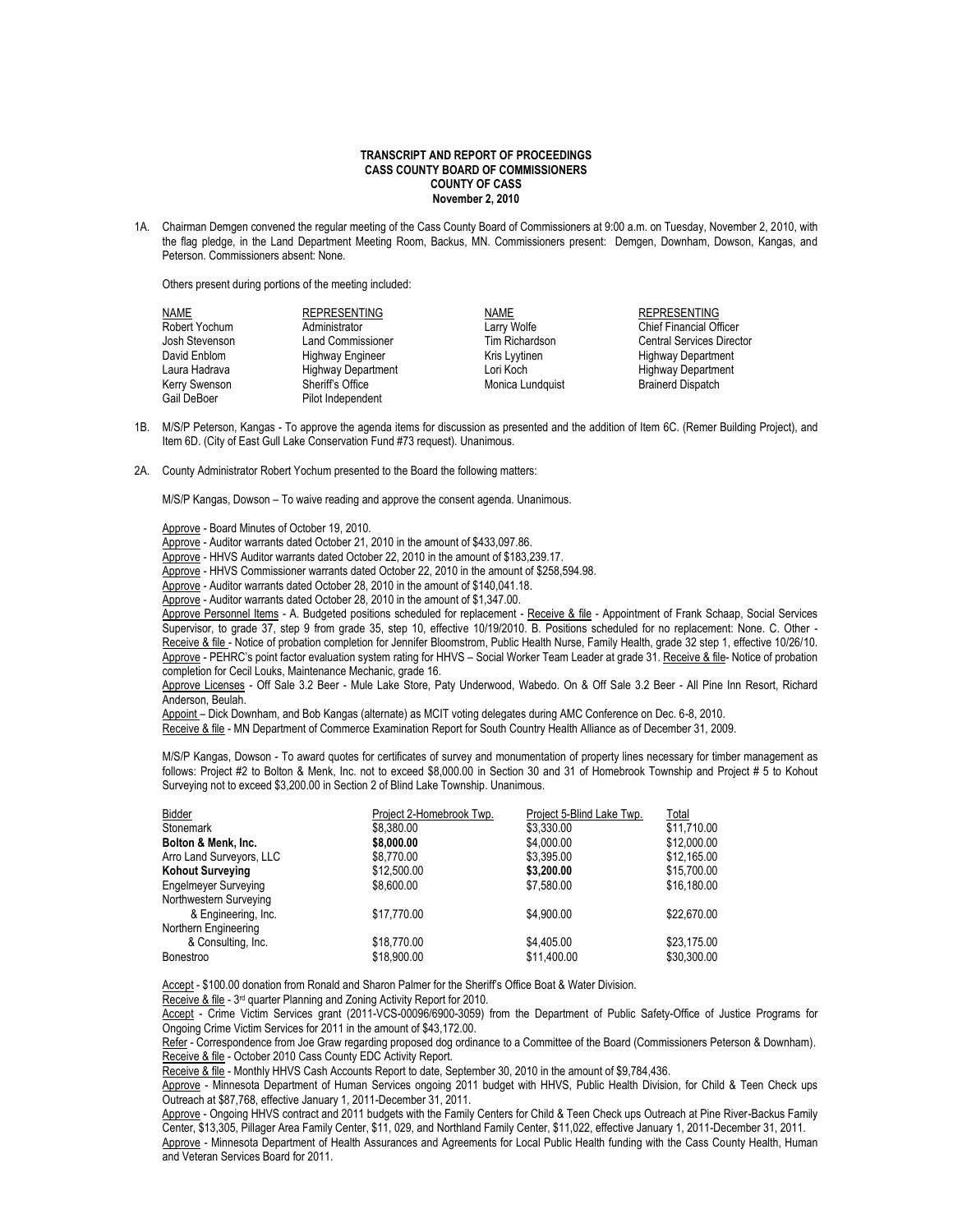**TRANSCRIPT AND REPORT OF PROCEEDINGS**
**CASS COUNTY BOARD OF COMMISSIONERS**
**COUNTY OF CASS**
**November 2, 2010**

1A. Chairman Demgen convened the regular meeting of the Cass County Board of Commissioners at 9:00 a.m. on Tuesday, November 2, 2010, with the flag pledge, in the Land Department Meeting Room, Backus, MN. Commissioners present: Demgen, Downham, Dowson, Kangas, and Peterson. Commissioners absent: None.

Others present during portions of the meeting included:

| NAME | REPRESENTING | NAME | REPRESENTING |
|---|---|---|---|
| Robert Yochum | Administrator | Larry Wolfe | Chief Financial Officer |
| Josh Stevenson | Land Commissioner | Tim Richardson | Central Services Director |
| David Enblom | Highway Engineer | Kris Lyytinen | Highway Department |
| Laura Hadrava | Highway Department | Lori Koch | Highway Department |
| Kerry Swenson | Sheriff's Office | Monica Lundquist | Brainerd Dispatch |
| Gail DeBoer | Pilot Independent | | |

1B. M/S/P Peterson, Kangas - To approve the agenda items for discussion as presented and the addition of Item 6C. (Remer Building Project), and Item 6D. (City of East Gull Lake Conservation Fund #73 request). Unanimous.

2A. County Administrator Robert Yochum presented to the Board the following matters:

M/S/P Kangas, Dowson – To waive reading and approve the consent agenda. Unanimous.

Approve - Board Minutes of October 19, 2010.
Approve - Auditor warrants dated October 21, 2010 in the amount of $433,097.86.
Approve - HHVS Auditor warrants dated October 22, 2010 in the amount of $183,239.17.
Approve - HHVS Commissioner warrants dated October 22, 2010 in the amount of $258,594.98.
Approve - Auditor warrants dated October 28, 2010 in the amount of $140,041.18.
Approve - Auditor warrants dated October 28, 2010 in the amount of $1,347.00.
Approve Personnel Items - A. Budgeted positions scheduled for replacement - Receive & file - Appointment of Frank Schaap, Social Services Supervisor, to grade 37, step 9 from grade 35, step 10, effective 10/19/2010. B. Positions scheduled for no replacement: None. C. Other - Receive & file - Notice of probation completion for Jennifer Bloomstrom, Public Health Nurse, Family Health, grade 32 step 1, effective 10/26/10. Approve - PEHRC's point factor evaluation system rating for HHVS – Social Worker Team Leader at grade 31. Receive & file- Notice of probation completion for Cecil Louks, Maintenance Mechanic, grade 16.
Approve Licenses - Off Sale 3.2 Beer - Mule Lake Store, Paty Underwood, Wabedo. On & Off Sale 3.2 Beer - All Pine Inn Resort, Richard Anderson, Beulah.
Appoint – Dick Downham, and Bob Kangas (alternate) as MCIT voting delegates during AMC Conference on Dec. 6-8, 2010.
Receive & file - MN Department of Commerce Examination Report for South Country Health Alliance as of December 31, 2009.

M/S/P Kangas, Dowson - To award quotes for certificates of survey and monumentation of property lines necessary for timber management as follows: Project #2 to Bolton & Menk, Inc. not to exceed $8,000.00 in Section 30 and 31 of Homebrook Township and Project # 5 to Kohout Surveying not to exceed $3,200.00 in Section 2 of Blind Lake Township. Unanimous.

| Bidder | Project 2-Homebrook Twp. | Project 5-Blind Lake Twp. | Total |
|---|---|---|---|
| Stonemark | $8,380.00 | $3,330.00 | $11,710.00 |
| **Bolton & Menk, Inc.** | **$8,000.00** | $4,000.00 | $12,000.00 |
| Arro Land Surveyors, LLC | $8,770.00 | $3,395.00 | $12,165.00 |
| **Kohout Surveying** | $12,500.00 | **$3,200.00** | $15,700.00 |
| Engelmeyer Surveying | $8,600.00 | $7,580.00 | $16,180.00 |
| Northwestern Surveying & Engineering, Inc. | $17,770.00 | $4,900.00 | $22,670.00 |
| Northern Engineering & Consulting, Inc. | $18,770.00 | $4,405.00 | $23,175.00 |
| Bonestroo | $18,900.00 | $11,400.00 | $30,300.00 |

Accept - $100.00 donation from Ronald and Sharon Palmer for the Sheriff's Office Boat & Water Division.
Receive & file - 3rd quarter Planning and Zoning Activity Report for 2010.
Accept - Crime Victim Services grant (2011-VCS-00096/6900-3059) from the Department of Public Safety-Office of Justice Programs for Ongoing Crime Victim Services for 2011 in the amount of $43,172.00.
Refer - Correspondence from Joe Graw regarding proposed dog ordinance to a Committee of the Board (Commissioners Peterson & Downham).
Receive & file - October 2010 Cass County EDC Activity Report.
Receive & file - Monthly HHVS Cash Accounts Report to date, September 30, 2010 in the amount of $9,784,436.
Approve - Minnesota Department of Human Services ongoing 2011 budget with HHVS, Public Health Division, for Child & Teen Check ups Outreach at $87,768, effective January 1, 2011-December 31, 2011.
Approve - Ongoing HHVS contract and 2011 budgets with the Family Centers for Child & Teen Check ups Outreach at Pine River-Backus Family Center, $13,305, Pillager Area Family Center, $11, 029, and Northland Family Center, $11,022, effective January 1, 2011-December 31, 2011.
Approve - Minnesota Department of Health Assurances and Agreements for Local Public Health funding with the Cass County Health, Human and Veteran Services Board for 2011.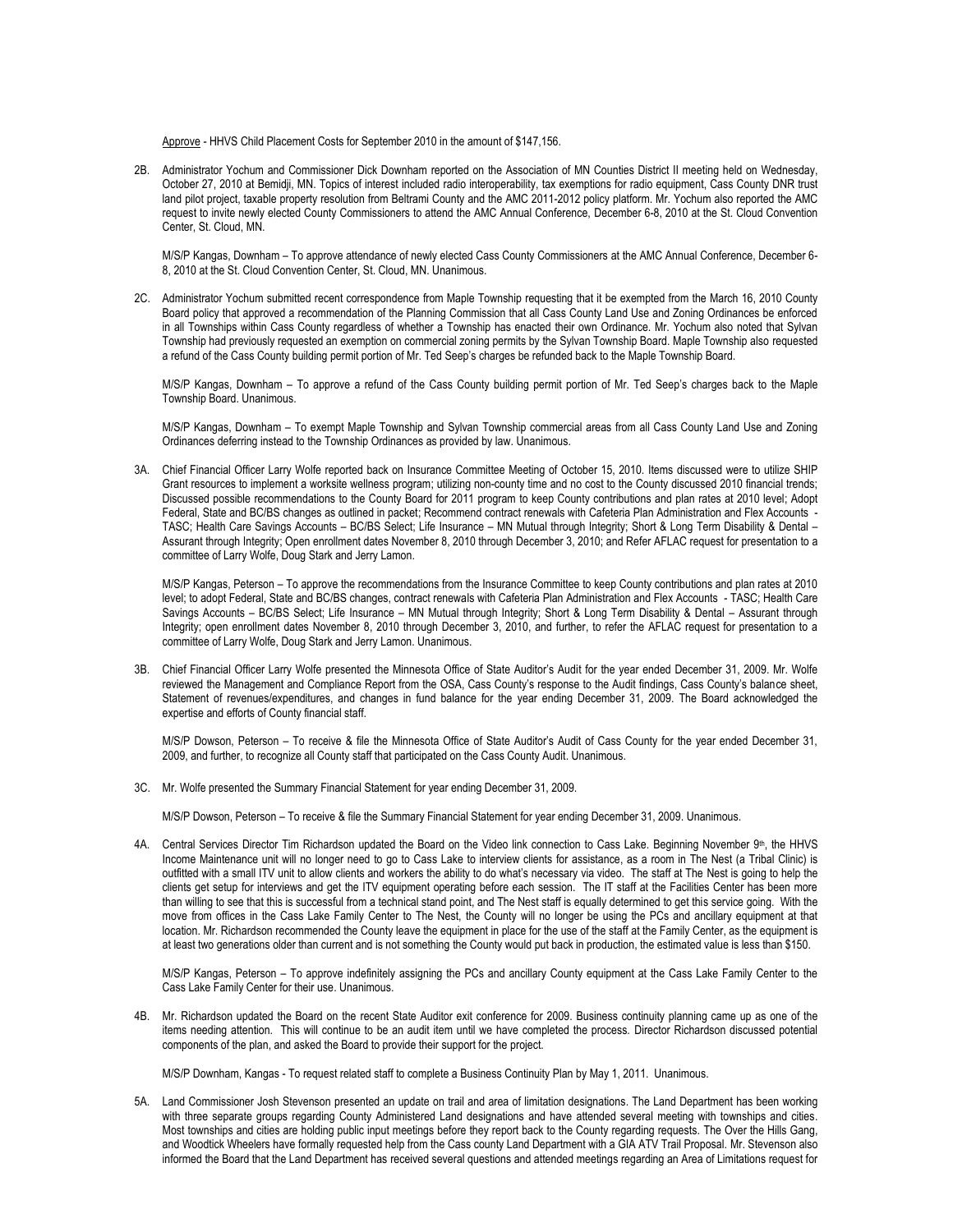Approve - HHVS Child Placement Costs for September 2010 in the amount of $147,156.

2B. Administrator Yochum and Commissioner Dick Downham reported on the Association of MN Counties District II meeting held on Wednesday, October 27, 2010 at Bemidji, MN. Topics of interest included radio interoperability, tax exemptions for radio equipment, Cass County DNR trust land pilot project, taxable property resolution from Beltrami County and the AMC 2011-2012 policy platform. Mr. Yochum also reported the AMC request to invite newly elected County Commissioners to attend the AMC Annual Conference, December 6-8, 2010 at the St. Cloud Convention Center, St. Cloud, MN.

M/S/P Kangas, Downham – To approve attendance of newly elected Cass County Commissioners at the AMC Annual Conference, December 6-8, 2010 at the St. Cloud Convention Center, St. Cloud, MN. Unanimous.

2C. Administrator Yochum submitted recent correspondence from Maple Township requesting that it be exempted from the March 16, 2010 County Board policy that approved a recommendation of the Planning Commission that all Cass County Land Use and Zoning Ordinances be enforced in all Townships within Cass County regardless of whether a Township has enacted their own Ordinance. Mr. Yochum also noted that Sylvan Township had previously requested an exemption on commercial zoning permits by the Sylvan Township Board. Maple Township also requested a refund of the Cass County building permit portion of Mr. Ted Seep's charges be refunded back to the Maple Township Board.

M/S/P Kangas, Downham – To approve a refund of the Cass County building permit portion of Mr. Ted Seep's charges back to the Maple Township Board. Unanimous.

M/S/P Kangas, Downham – To exempt Maple Township and Sylvan Township commercial areas from all Cass County Land Use and Zoning Ordinances deferring instead to the Township Ordinances as provided by law. Unanimous.

3A. Chief Financial Officer Larry Wolfe reported back on Insurance Committee Meeting of October 15, 2010. Items discussed were to utilize SHIP Grant resources to implement a worksite wellness program; utilizing non-county time and no cost to the County discussed 2010 financial trends; Discussed possible recommendations to the County Board for 2011 program to keep County contributions and plan rates at 2010 level; Adopt Federal, State and BC/BS changes as outlined in packet; Recommend contract renewals with Cafeteria Plan Administration and Flex Accounts - TASC; Health Care Savings Accounts – BC/BS Select; Life Insurance – MN Mutual through Integrity; Short & Long Term Disability & Dental – Assurant through Integrity; Open enrollment dates November 8, 2010 through December 3, 2010; and Refer AFLAC request for presentation to a committee of Larry Wolfe, Doug Stark and Jerry Lamon.

M/S/P Kangas, Peterson – To approve the recommendations from the Insurance Committee to keep County contributions and plan rates at 2010 level; to adopt Federal, State and BC/BS changes, contract renewals with Cafeteria Plan Administration and Flex Accounts - TASC; Health Care Savings Accounts – BC/BS Select; Life Insurance – MN Mutual through Integrity; Short & Long Term Disability & Dental – Assurant through Integrity; open enrollment dates November 8, 2010 through December 3, 2010, and further, to refer the AFLAC request for presentation to a committee of Larry Wolfe, Doug Stark and Jerry Lamon. Unanimous.

3B. Chief Financial Officer Larry Wolfe presented the Minnesota Office of State Auditor's Audit for the year ended December 31, 2009. Mr. Wolfe reviewed the Management and Compliance Report from the OSA, Cass County's response to the Audit findings, Cass County's balance sheet, Statement of revenues/expenditures, and changes in fund balance for the year ending December 31, 2009. The Board acknowledged the expertise and efforts of County financial staff.

M/S/P Dowson, Peterson – To receive & file the Minnesota Office of State Auditor's Audit of Cass County for the year ended December 31, 2009, and further, to recognize all County staff that participated on the Cass County Audit. Unanimous.

3C. Mr. Wolfe presented the Summary Financial Statement for year ending December 31, 2009.

M/S/P Dowson, Peterson – To receive & file the Summary Financial Statement for year ending December 31, 2009. Unanimous.

4A. Central Services Director Tim Richardson updated the Board on the Video link connection to Cass Lake. Beginning November 9th, the HHVS Income Maintenance unit will no longer need to go to Cass Lake to interview clients for assistance, as a room in The Nest (a Tribal Clinic) is outfitted with a small ITV unit to allow clients and workers the ability to do what's necessary via video. The staff at The Nest is going to help the clients get setup for interviews and get the ITV equipment operating before each session. The IT staff at the Facilities Center has been more than willing to see that this is successful from a technical stand point, and The Nest staff is equally determined to get this service going. With the move from offices in the Cass Lake Family Center to The Nest, the County will no longer be using the PCs and ancillary equipment at that location. Mr. Richardson recommended the County leave the equipment in place for the use of the staff at the Family Center, as the equipment is at least two generations older than current and is not something the County would put back in production, the estimated value is less than $150.

M/S/P Kangas, Peterson – To approve indefinitely assigning the PCs and ancillary County equipment at the Cass Lake Family Center to the Cass Lake Family Center for their use. Unanimous.

4B. Mr. Richardson updated the Board on the recent State Auditor exit conference for 2009. Business continuity planning came up as one of the items needing attention. This will continue to be an audit item until we have completed the process. Director Richardson discussed potential components of the plan, and asked the Board to provide their support for the project.

M/S/P Downham, Kangas - To request related staff to complete a Business Continuity Plan by May 1, 2011. Unanimous.

5A. Land Commissioner Josh Stevenson presented an update on trail and area of limitation designations. The Land Department has been working with three separate groups regarding County Administered Land designations and have attended several meeting with townships and cities. Most townships and cities are holding public input meetings before they report back to the County regarding requests. The Over the Hills Gang, and Woodtick Wheelers have formally requested help from the Cass county Land Department with a GIA ATV Trail Proposal. Mr. Stevenson also informed the Board that the Land Department has received several questions and attended meetings regarding an Area of Limitations request for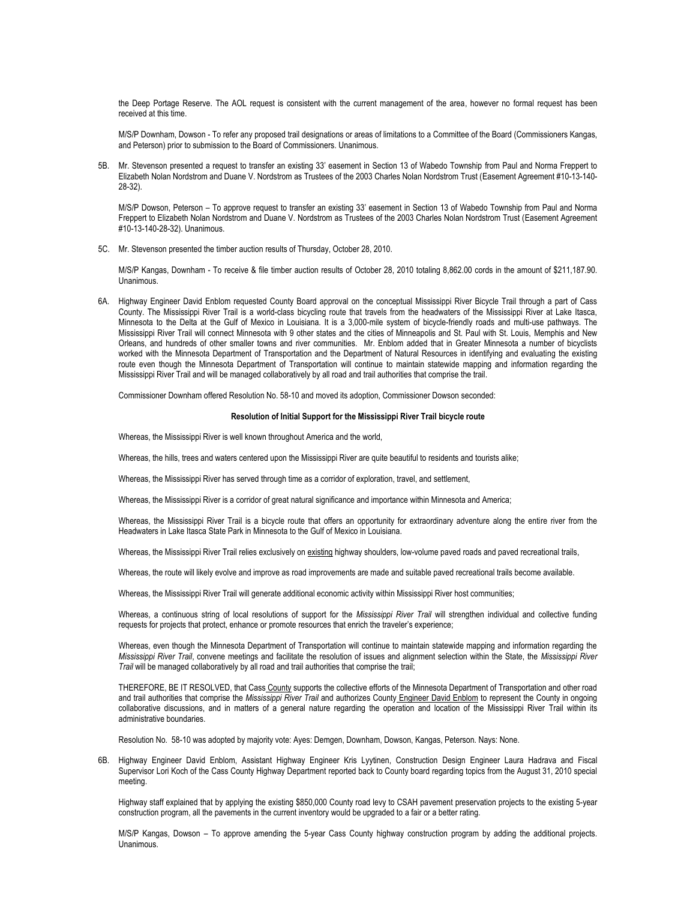the Deep Portage Reserve. The AOL request is consistent with the current management of the area, however no formal request has been received at this time.

M/S/P Downham, Dowson - To refer any proposed trail designations or areas of limitations to a Committee of the Board (Commissioners Kangas, and Peterson) prior to submission to the Board of Commissioners. Unanimous.

5B. Mr. Stevenson presented a request to transfer an existing 33' easement in Section 13 of Wabedo Township from Paul and Norma Freppert to Elizabeth Nolan Nordstrom and Duane V. Nordstrom as Trustees of the 2003 Charles Nolan Nordstrom Trust (Easement Agreement #10-13-140-28-32).

M/S/P Dowson, Peterson – To approve request to transfer an existing 33' easement in Section 13 of Wabedo Township from Paul and Norma Freppert to Elizabeth Nolan Nordstrom and Duane V. Nordstrom as Trustees of the 2003 Charles Nolan Nordstrom Trust (Easement Agreement #10-13-140-28-32). Unanimous.

5C. Mr. Stevenson presented the timber auction results of Thursday, October 28, 2010.

M/S/P Kangas, Downham - To receive & file timber auction results of October 28, 2010 totaling 8,862.00 cords in the amount of $211,187.90. Unanimous.

6A. Highway Engineer David Enblom requested County Board approval on the conceptual Mississippi River Bicycle Trail through a part of Cass County. The Mississippi River Trail is a world-class bicycling route that travels from the headwaters of the Mississippi River at Lake Itasca, Minnesota to the Delta at the Gulf of Mexico in Louisiana. It is a 3,000-mile system of bicycle-friendly roads and multi-use pathways. The Mississippi River Trail will connect Minnesota with 9 other states and the cities of Minneapolis and St. Paul with St. Louis, Memphis and New Orleans, and hundreds of other smaller towns and river communities. Mr. Enblom added that in Greater Minnesota a number of bicyclists worked with the Minnesota Department of Transportation and the Department of Natural Resources in identifying and evaluating the existing route even though the Minnesota Department of Transportation will continue to maintain statewide mapping and information regarding the Mississippi River Trail and will be managed collaboratively by all road and trail authorities that comprise the trail.

Commissioner Downham offered Resolution No. 58-10 and moved its adoption, Commissioner Dowson seconded:

**Resolution of Initial Support for the Mississippi River Trail bicycle route**

Whereas, the Mississippi River is well known throughout America and the world,

Whereas, the hills, trees and waters centered upon the Mississippi River are quite beautiful to residents and tourists alike;

Whereas, the Mississippi River has served through time as a corridor of exploration, travel, and settlement,

Whereas, the Mississippi River is a corridor of great natural significance and importance within Minnesota and America;

Whereas, the Mississippi River Trail is a bicycle route that offers an opportunity for extraordinary adventure along the entire river from the Headwaters in Lake Itasca State Park in Minnesota to the Gulf of Mexico in Louisiana.

Whereas, the Mississippi River Trail relies exclusively on existing highway shoulders, low-volume paved roads and paved recreational trails,

Whereas, the route will likely evolve and improve as road improvements are made and suitable paved recreational trails become available.

Whereas, the Mississippi River Trail will generate additional economic activity within Mississippi River host communities;

Whereas, a continuous string of local resolutions of support for the *Mississippi River Trail* will strengthen individual and collective funding requests for projects that protect, enhance or promote resources that enrich the traveler's experience;

Whereas, even though the Minnesota Department of Transportation will continue to maintain statewide mapping and information regarding the *Mississippi River Trail*, convene meetings and facilitate the resolution of issues and alignment selection within the State, the *Mississippi River Trail* will be managed collaboratively by all road and trail authorities that comprise the trail;

THEREFORE, BE IT RESOLVED, that Cass County supports the collective efforts of the Minnesota Department of Transportation and other road and trail authorities that comprise the *Mississippi River Trail* and authorizes County Engineer David Enblom to represent the County in ongoing collaborative discussions, and in matters of a general nature regarding the operation and location of the Mississippi River Trail within its administrative boundaries.

Resolution No. 58-10 was adopted by majority vote: Ayes: Demgen, Downham, Dowson, Kangas, Peterson. Nays: None.

6B. Highway Engineer David Enblom, Assistant Highway Engineer Kris Lyytinen, Construction Design Engineer Laura Hadrava and Fiscal Supervisor Lori Koch of the Cass County Highway Department reported back to County board regarding topics from the August 31, 2010 special meeting.

Highway staff explained that by applying the existing $850,000 County road levy to CSAH pavement preservation projects to the existing 5-year construction program, all the pavements in the current inventory would be upgraded to a fair or a better rating.

M/S/P Kangas, Dowson – To approve amending the 5-year Cass County highway construction program by adding the additional projects. Unanimous.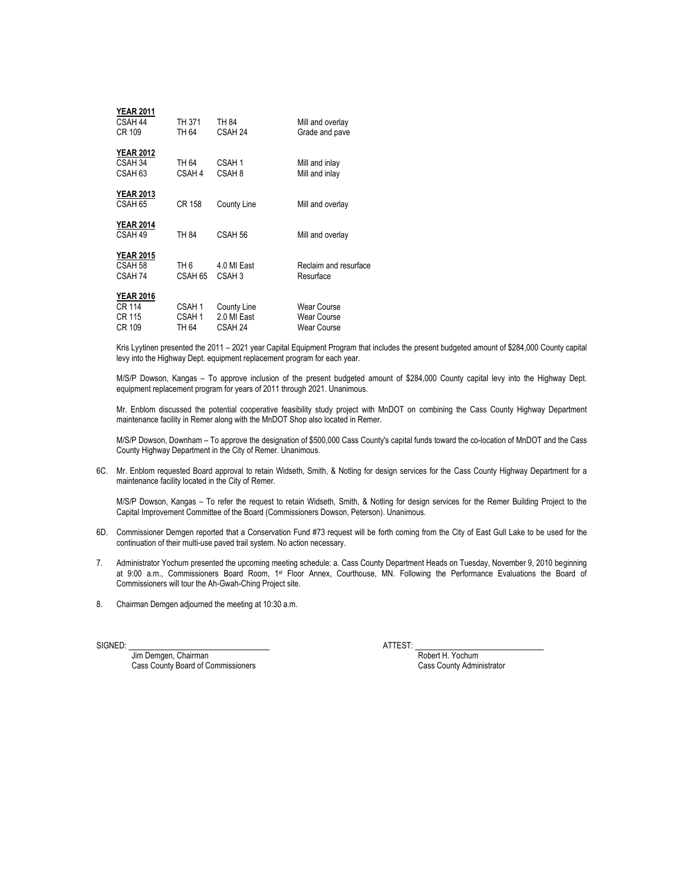| | | | |
|---|---|---|---|
| **YEAR 2011** | | | |
| CSAH 44 | TH 371 | TH 84 | Mill and overlay |
| CR 109 | TH 64 | CSAH 24 | Grade and pave |
| **YEAR 2012** | | | |
| CSAH 34 | TH 64 | CSAH 1 | Mill and inlay |
| CSAH 63 | CSAH 4 | CSAH 8 | Mill and inlay |
| **YEAR 2013** | | | |
| CSAH 65 | CR 158 | County Line | Mill and overlay |
| **YEAR 2014** | | | |
| CSAH 49 | TH 84 | CSAH 56 | Mill and overlay |
| **YEAR 2015** | | | |
| CSAH 58 | TH 6 | 4.0 MI East | Reclaim and resurface |
| CSAH 74 | CSAH 65 | CSAH 3 | Resurface |
| **YEAR 2016** | | | |
| CR 114 | CSAH 1 | County Line | Wear Course |
| CR 115 | CSAH 1 | 2.0 MI East | Wear Course |
| CR 109 | TH 64 | CSAH 24 | Wear Course |

Kris Lyytinen presented the 2011 – 2021 year Capital Equipment Program that includes the present budgeted amount of $284,000 County capital levy into the Highway Dept. equipment replacement program for each year.

M/S/P Dowson, Kangas – To approve inclusion of the present budgeted amount of $284,000 County capital levy into the Highway Dept. equipment replacement program for years of 2011 through 2021. Unanimous.

Mr. Enblom discussed the potential cooperative feasibility study project with MnDOT on combining the Cass County Highway Department maintenance facility in Remer along with the MnDOT Shop also located in Remer.

M/S/P Dowson, Downham – To approve the designation of $500,000 Cass County's capital funds toward the co-location of MnDOT and the Cass County Highway Department in the City of Remer. Unanimous.

6C. Mr. Enblom requested Board approval to retain Widseth, Smith, & Notling for design services for the Cass County Highway Department for a maintenance facility located in the City of Remer.

M/S/P Dowson, Kangas – To refer the request to retain Widseth, Smith, & Notling for design services for the Remer Building Project to the Capital Improvement Committee of the Board (Commissioners Dowson, Peterson). Unanimous.

6D. Commissioner Demgen reported that a Conservation Fund #73 request will be forth coming from the City of East Gull Lake to be used for the continuation of their multi-use paved trail system. No action necessary.

7. Administrator Yochum presented the upcoming meeting schedule: a. Cass County Department Heads on Tuesday, November 9, 2010 beginning at 9:00 a.m., Commissioners Board Room, 1st Floor Annex, Courthouse, MN. Following the Performance Evaluations the Board of Commissioners will tour the Ah-Gwah-Ching Project site.

8. Chairman Demgen adjourned the meeting at 10:30 a.m.

SIGNED: ______________________________

Jim Demgen, Chairman
Cass County Board of Commissioners

ATTEST: ______________________________

Robert H. Yochum
Cass County Administrator